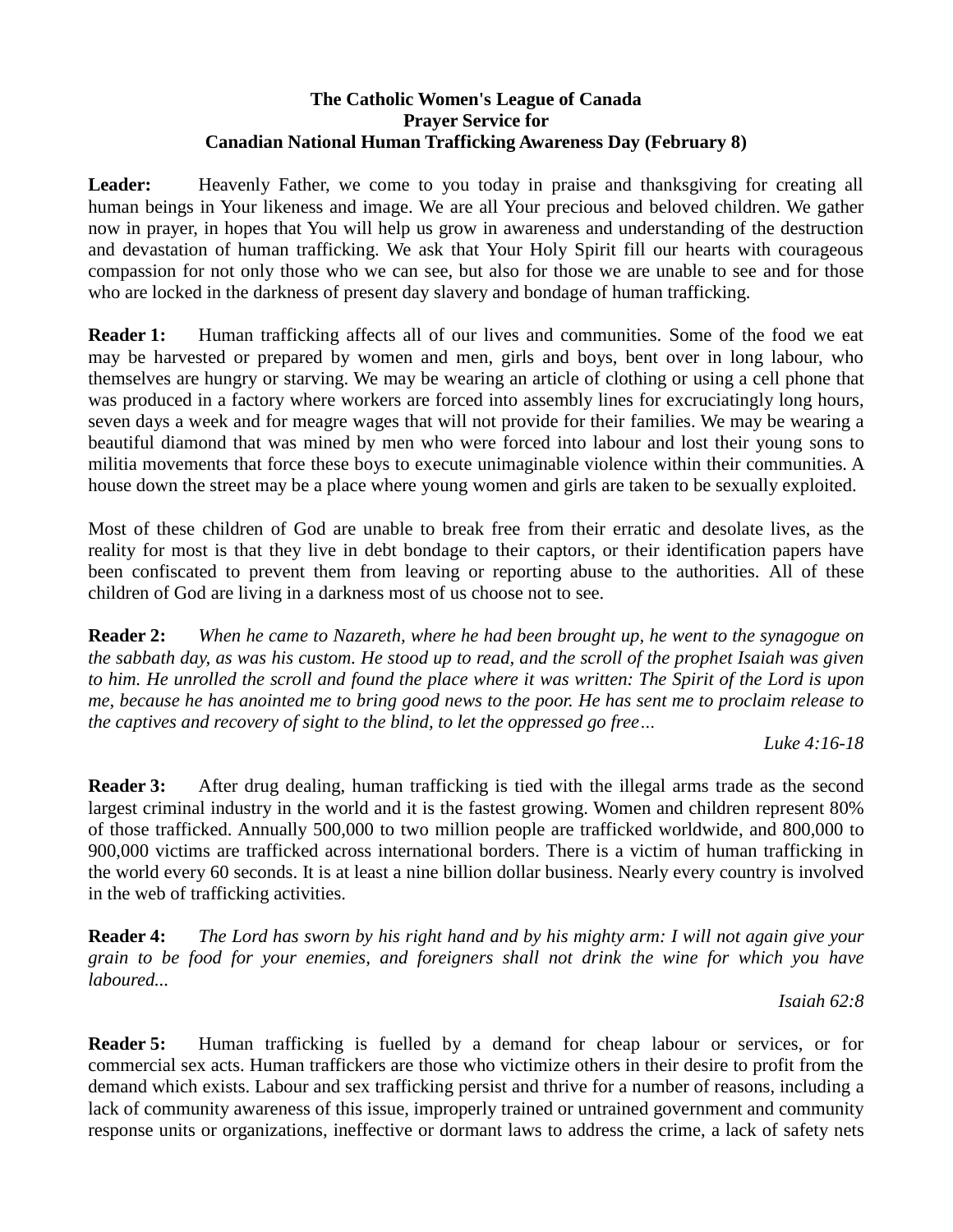**The Catholic Women's League of Canada**
**Prayer Service for**
**Canadian National Human Trafficking Awareness Day (February 8)**

**Leader:** Heavenly Father, we come to you today in praise and thanksgiving for creating all human beings in Your likeness and image. We are all Your precious and beloved children. We gather now in prayer, in hopes that You will help us grow in awareness and understanding of the destruction and devastation of human trafficking. We ask that Your Holy Spirit fill our hearts with courageous compassion for not only those who we can see, but also for those we are unable to see and for those who are locked in the darkness of present day slavery and bondage of human trafficking.

**Reader 1:** Human trafficking affects all of our lives and communities. Some of the food we eat may be harvested or prepared by women and men, girls and boys, bent over in long labour, who themselves are hungry or starving. We may be wearing an article of clothing or using a cell phone that was produced in a factory where workers are forced into assembly lines for excruciatingly long hours, seven days a week and for meagre wages that will not provide for their families. We may be wearing a beautiful diamond that was mined by men who were forced into labour and lost their young sons to militia movements that force these boys to execute unimaginable violence within their communities. A house down the street may be a place where young women and girls are taken to be sexually exploited.

Most of these children of God are unable to break free from their erratic and desolate lives, as the reality for most is that they live in debt bondage to their captors, or their identification papers have been confiscated to prevent them from leaving or reporting abuse to the authorities. All of these children of God are living in a darkness most of us choose not to see.

**Reader 2:** *When he came to Nazareth, where he had been brought up, he went to the synagogue on the sabbath day, as was his custom. He stood up to read, and the scroll of the prophet Isaiah was given to him. He unrolled the scroll and found the place where it was written: The Spirit of the Lord is upon me, because he has anointed me to bring good news to the poor. He has sent me to proclaim release to the captives and recovery of sight to the blind, to let the oppressed go free…*

*Luke 4:16-18*

**Reader 3:** After drug dealing, human trafficking is tied with the illegal arms trade as the second largest criminal industry in the world and it is the fastest growing. Women and children represent 80% of those trafficked. Annually 500,000 to two million people are trafficked worldwide, and 800,000 to 900,000 victims are trafficked across international borders. There is a victim of human trafficking in the world every 60 seconds. It is at least a nine billion dollar business. Nearly every country is involved in the web of trafficking activities.

**Reader 4:** *The Lord has sworn by his right hand and by his mighty arm: I will not again give your grain to be food for your enemies, and foreigners shall not drink the wine for which you have laboured...*

*Isaiah 62:8*

**Reader 5:** Human trafficking is fuelled by a demand for cheap labour or services, or for commercial sex acts. Human traffickers are those who victimize others in their desire to profit from the demand which exists. Labour and sex trafficking persist and thrive for a number of reasons, including a lack of community awareness of this issue, improperly trained or untrained government and community response units or organizations, ineffective or dormant laws to address the crime, a lack of safety nets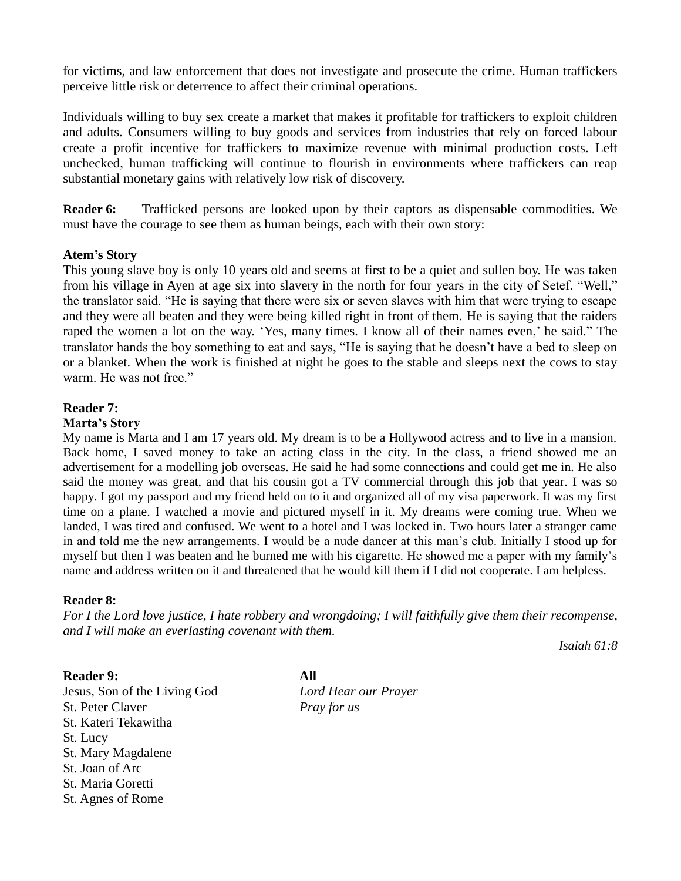for victims, and law enforcement that does not investigate and prosecute the crime. Human traffickers perceive little risk or deterrence to affect their criminal operations.

Individuals willing to buy sex create a market that makes it profitable for traffickers to exploit children and adults. Consumers willing to buy goods and services from industries that rely on forced labour create a profit incentive for traffickers to maximize revenue with minimal production costs. Left unchecked, human trafficking will continue to flourish in environments where traffickers can reap substantial monetary gains with relatively low risk of discovery.

**Reader 6:** Trafficked persons are looked upon by their captors as dispensable commodities. We must have the courage to see them as human beings, each with their own story:

**Atem's Story**

This young slave boy is only 10 years old and seems at first to be a quiet and sullen boy. He was taken from his village in Ayen at age six into slavery in the north for four years in the city of Setef. "Well," the translator said. "He is saying that there were six or seven slaves with him that were trying to escape and they were all beaten and they were being killed right in front of them. He is saying that the raiders raped the women a lot on the way. 'Yes, many times. I know all of their names even,' he said." The translator hands the boy something to eat and says, "He is saying that he doesn't have a bed to sleep on or a blanket. When the work is finished at night he goes to the stable and sleeps next the cows to stay warm. He was not free."

**Reader 7:**

**Marta's Story**

My name is Marta and I am 17 years old. My dream is to be a Hollywood actress and to live in a mansion. Back home, I saved money to take an acting class in the city. In the class, a friend showed me an advertisement for a modelling job overseas. He said he had some connections and could get me in. He also said the money was great, and that his cousin got a TV commercial through this job that year. I was so happy. I got my passport and my friend held on to it and organized all of my visa paperwork. It was my first time on a plane. I watched a movie and pictured myself in it. My dreams were coming true. When we landed, I was tired and confused. We went to a hotel and I was locked in. Two hours later a stranger came in and told me the new arrangements. I would be a nude dancer at this man's club. Initially I stood up for myself but then I was beaten and he burned me with his cigarette. He showed me a paper with my family's name and address written on it and threatened that he would kill them if I did not cooperate. I am helpless.

**Reader 8:**

*For I the Lord love justice, I hate robbery and wrongdoing; I will faithfully give them their recompense, and I will make an everlasting covenant with them.*

*Isaiah 61:8*

| **Reader 9:** | **All** |
|---|---|
| Jesus, Son of the Living God | *Lord Hear our Prayer* |
| St. Peter Claver | *Pray for us* |
| St. Kateri Tekawitha | |
| St. Lucy | |
| St. Mary Magdalene | |
| St. Joan of Arc | |
| St. Maria Goretti | |
| St. Agnes of Rome | |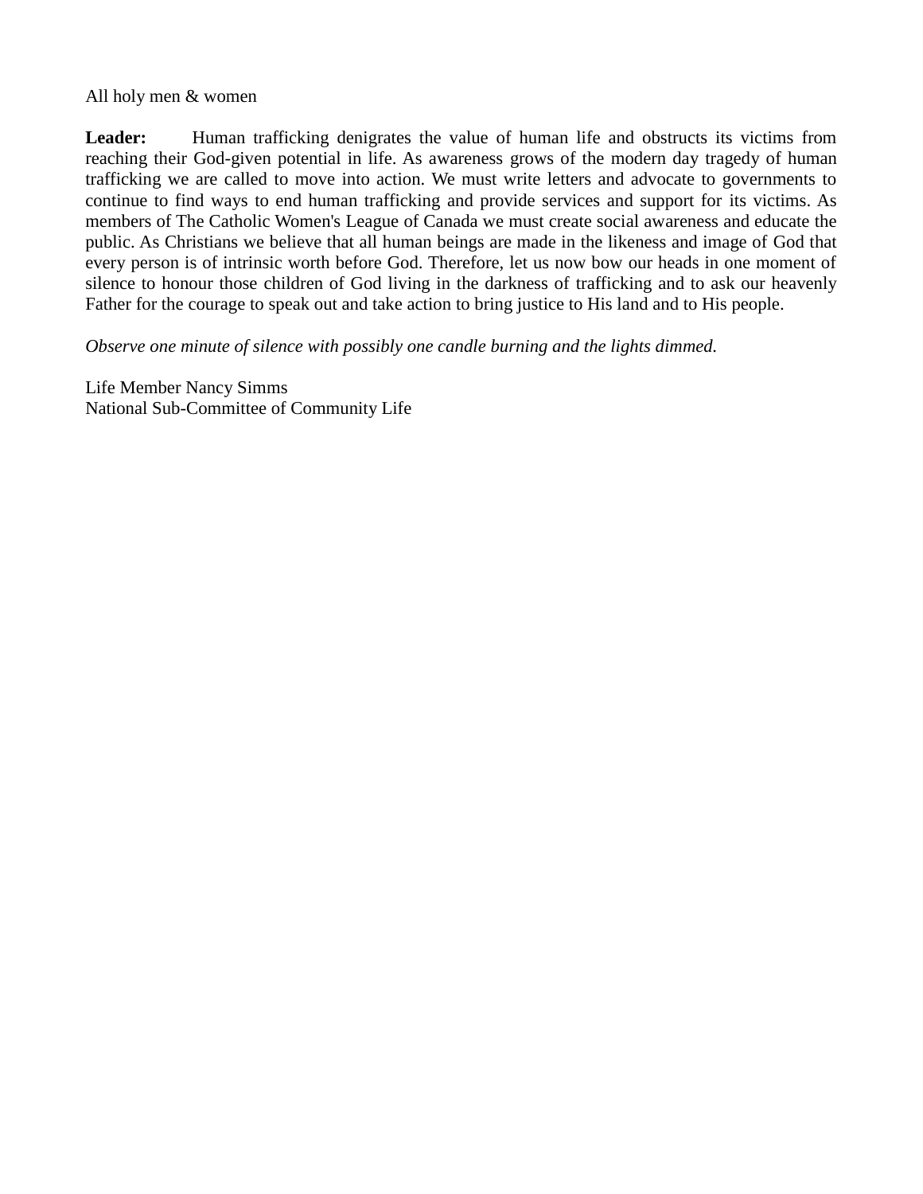All holy men & women

**Leader:** Human trafficking denigrates the value of human life and obstructs its victims from reaching their God-given potential in life. As awareness grows of the modern day tragedy of human trafficking we are called to move into action. We must write letters and advocate to governments to continue to find ways to end human trafficking and provide services and support for its victims. As members of The Catholic Women's League of Canada we must create social awareness and educate the public. As Christians we believe that all human beings are made in the likeness and image of God that every person is of intrinsic worth before God. Therefore, let us now bow our heads in one moment of silence to honour those children of God living in the darkness of trafficking and to ask our heavenly Father for the courage to speak out and take action to bring justice to His land and to His people.

*Observe one minute of silence with possibly one candle burning and the lights dimmed.*

Life Member Nancy Simms
National Sub-Committee of Community Life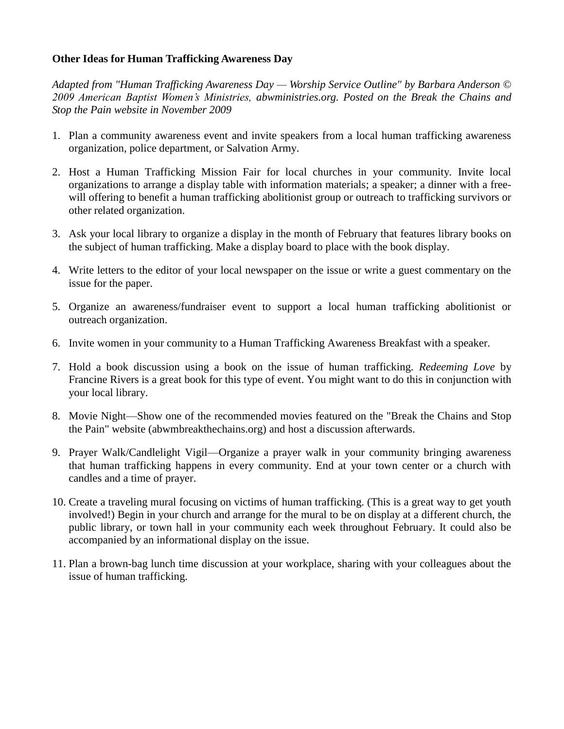**Other Ideas for Human Trafficking Awareness Day**

*Adapted from "Human Trafficking Awareness Day — Worship Service Outline" by Barbara Anderson © 2009 American Baptist Women's Ministries, abwministries.org. Posted on the Break the Chains and Stop the Pain website in November 2009*

1. Plan a community awareness event and invite speakers from a local human trafficking awareness organization, police department, or Salvation Army.

2. Host a Human Trafficking Mission Fair for local churches in your community. Invite local organizations to arrange a display table with information materials; a speaker; a dinner with a free-will offering to benefit a human trafficking abolitionist group or outreach to trafficking survivors or other related organization.

3. Ask your local library to organize a display in the month of February that features library books on the subject of human trafficking. Make a display board to place with the book display.

4. Write letters to the editor of your local newspaper on the issue or write a guest commentary on the issue for the paper.

5. Organize an awareness/fundraiser event to support a local human trafficking abolitionist or outreach organization.

6. Invite women in your community to a Human Trafficking Awareness Breakfast with a speaker.

7. Hold a book discussion using a book on the issue of human trafficking. *Redeeming Love* by Francine Rivers is a great book for this type of event. You might want to do this in conjunction with your local library.

8. Movie Night—Show one of the recommended movies featured on the "Break the Chains and Stop the Pain" website (abwmbreakthechains.org) and host a discussion afterwards.

9. Prayer Walk/Candlelight Vigil—Organize a prayer walk in your community bringing awareness that human trafficking happens in every community. End at your town center or a church with candles and a time of prayer.

10. Create a traveling mural focusing on victims of human trafficking. (This is a great way to get youth involved!) Begin in your church and arrange for the mural to be on display at a different church, the public library, or town hall in your community each week throughout February. It could also be accompanied by an informational display on the issue.

11. Plan a brown-bag lunch time discussion at your workplace, sharing with your colleagues about the issue of human trafficking.